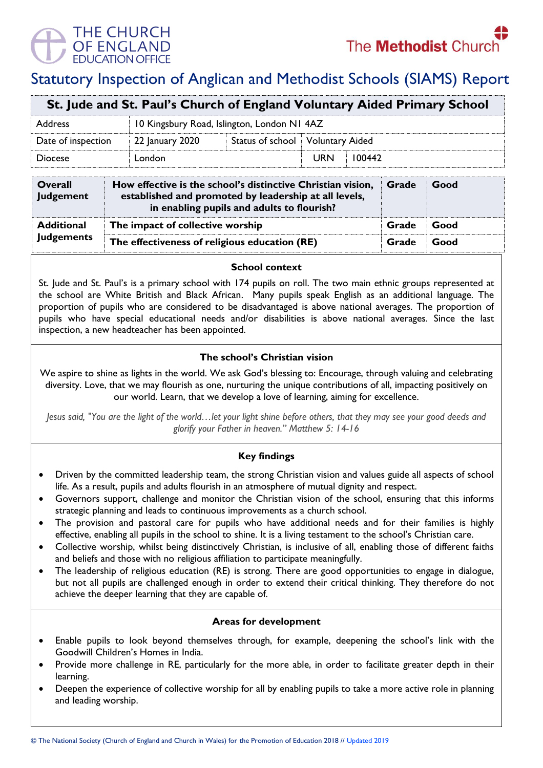THE CHURCH OF ENGLAND EDUCATION OFFICE

The Methodist Church

# Statutory Inspection of Anglican and Methodist Schools (SIAMS) Report

| St. Jude and St. Paul's Church of England Voluntary Aided Primary School | | | | |
|---|---|---|---|---|
| Address | 10 Kingsbury Road, Islington, London N1 4AZ | | | |
| Date of inspection | 22 January 2020 | Status of school | Voluntary Aided | |
| Diocese | London | | URN | 100442 |

| | | | |
|---|---|---|---|
| **Overall Judgement** | **How effective is the school's distinctive Christian vision, established and promoted by leadership at all levels, in enabling pupils and adults to flourish?** | **Grade** | **Good** |
| **Additional Judgements** | **The impact of collective worship** | **Grade** | **Good** |
| | **The effectiveness of religious education (RE)** | **Grade** | **Good** |

### School context

St. Jude and St. Paul's is a primary school with 174 pupils on roll. The two main ethnic groups represented at the school are White British and Black African. Many pupils speak English as an additional language. The proportion of pupils who are considered to be disadvantaged is above national averages. The proportion of pupils who have special educational needs and/or disabilities is above national averages. Since the last inspection, a new headteacher has been appointed.

### The school's Christian vision

We aspire to shine as lights in the world. We ask God's blessing to: Encourage, through valuing and celebrating diversity. Love, that we may flourish as one, nurturing the unique contributions of all, impacting positively on our world. Learn, that we develop a love of learning, aiming for excellence.

*Jesus said, "You are the light of the world…let your light shine before others, that they may see your good deeds and glorify your Father in heaven." Matthew 5: 14-16*

### Key findings

- Driven by the committed leadership team, the strong Christian vision and values guide all aspects of school life. As a result, pupils and adults flourish in an atmosphere of mutual dignity and respect.
- Governors support, challenge and monitor the Christian vision of the school, ensuring that this informs strategic planning and leads to continuous improvements as a church school.
- The provision and pastoral care for pupils who have additional needs and for their families is highly effective, enabling all pupils in the school to shine. It is a living testament to the school's Christian care.
- Collective worship, whilst being distinctively Christian, is inclusive of all, enabling those of different faiths and beliefs and those with no religious affiliation to participate meaningfully.
- The leadership of religious education (RE) is strong. There are good opportunities to engage in dialogue, but not all pupils are challenged enough in order to extend their critical thinking. They therefore do not achieve the deeper learning that they are capable of.

### Areas for development

- Enable pupils to look beyond themselves through, for example, deepening the school's link with the Goodwill Children's Homes in India.
- Provide more challenge in RE, particularly for the more able, in order to facilitate greater depth in their learning.
- Deepen the experience of collective worship for all by enabling pupils to take a more active role in planning and leading worship.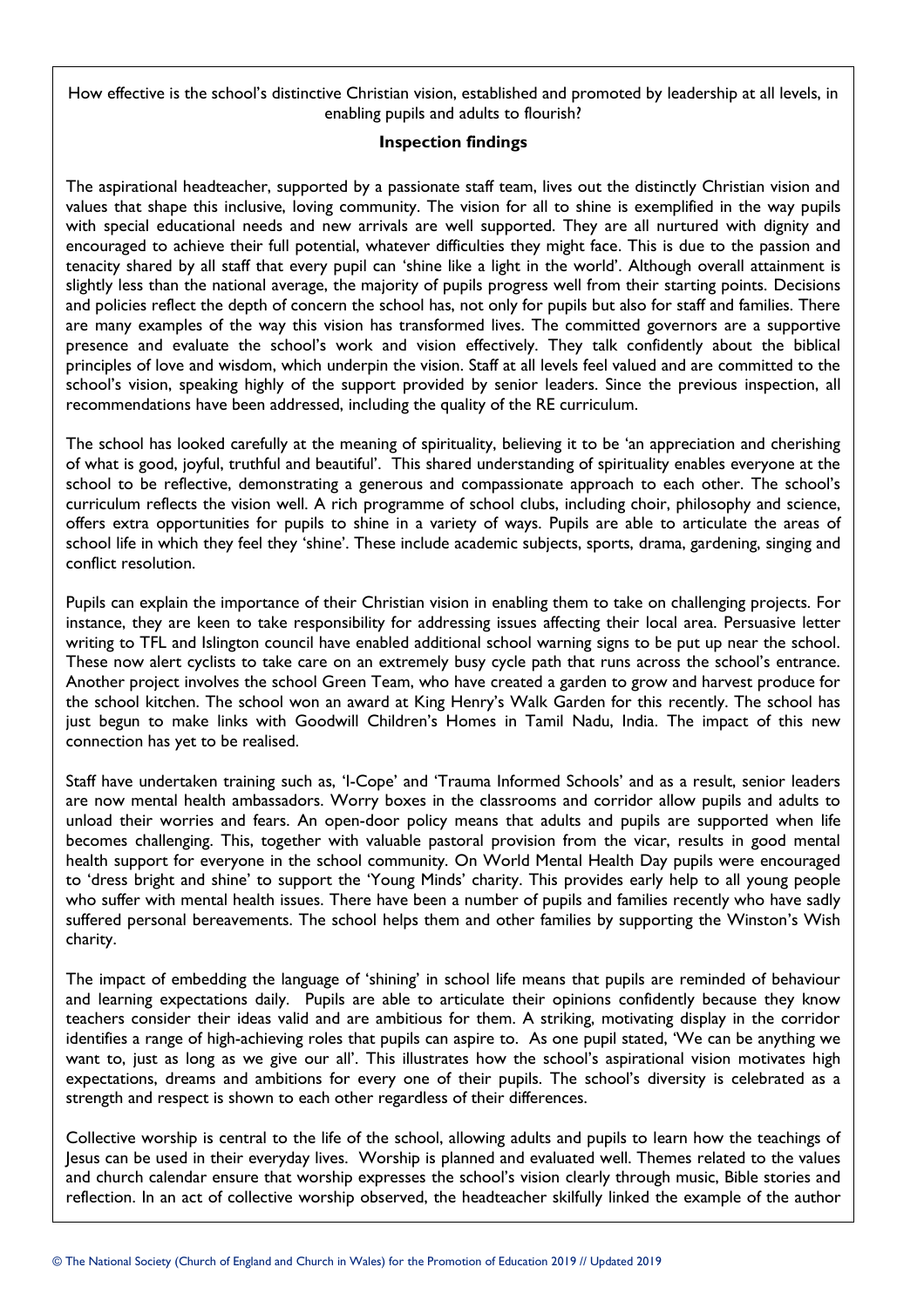How effective is the school's distinctive Christian vision, established and promoted by leadership at all levels, in enabling pupils and adults to flourish?

**Inspection findings**

The aspirational headteacher, supported by a passionate staff team, lives out the distinctly Christian vision and values that shape this inclusive, loving community. The vision for all to shine is exemplified in the way pupils with special educational needs and new arrivals are well supported. They are all nurtured with dignity and encouraged to achieve their full potential, whatever difficulties they might face. This is due to the passion and tenacity shared by all staff that every pupil can 'shine like a light in the world'. Although overall attainment is slightly less than the national average, the majority of pupils progress well from their starting points. Decisions and policies reflect the depth of concern the school has, not only for pupils but also for staff and families. There are many examples of the way this vision has transformed lives. The committed governors are a supportive presence and evaluate the school's work and vision effectively. They talk confidently about the biblical principles of love and wisdom, which underpin the vision. Staff at all levels feel valued and are committed to the school's vision, speaking highly of the support provided by senior leaders. Since the previous inspection, all recommendations have been addressed, including the quality of the RE curriculum.

The school has looked carefully at the meaning of spirituality, believing it to be 'an appreciation and cherishing of what is good, joyful, truthful and beautiful'. This shared understanding of spirituality enables everyone at the school to be reflective, demonstrating a generous and compassionate approach to each other. The school's curriculum reflects the vision well. A rich programme of school clubs, including choir, philosophy and science, offers extra opportunities for pupils to shine in a variety of ways. Pupils are able to articulate the areas of school life in which they feel they 'shine'. These include academic subjects, sports, drama, gardening, singing and conflict resolution.

Pupils can explain the importance of their Christian vision in enabling them to take on challenging projects. For instance, they are keen to take responsibility for addressing issues affecting their local area. Persuasive letter writing to TFL and Islington council have enabled additional school warning signs to be put up near the school. These now alert cyclists to take care on an extremely busy cycle path that runs across the school's entrance. Another project involves the school Green Team, who have created a garden to grow and harvest produce for the school kitchen. The school won an award at King Henry's Walk Garden for this recently. The school has just begun to make links with Goodwill Children's Homes in Tamil Nadu, India. The impact of this new connection has yet to be realised.

Staff have undertaken training such as, 'I-Cope' and 'Trauma Informed Schools' and as a result, senior leaders are now mental health ambassadors. Worry boxes in the classrooms and corridor allow pupils and adults to unload their worries and fears. An open-door policy means that adults and pupils are supported when life becomes challenging. This, together with valuable pastoral provision from the vicar, results in good mental health support for everyone in the school community. On World Mental Health Day pupils were encouraged to 'dress bright and shine' to support the 'Young Minds' charity. This provides early help to all young people who suffer with mental health issues. There have been a number of pupils and families recently who have sadly suffered personal bereavements. The school helps them and other families by supporting the Winston's Wish charity.

The impact of embedding the language of 'shining' in school life means that pupils are reminded of behaviour and learning expectations daily. Pupils are able to articulate their opinions confidently because they know teachers consider their ideas valid and are ambitious for them. A striking, motivating display in the corridor identifies a range of high-achieving roles that pupils can aspire to. As one pupil stated, 'We can be anything we want to, just as long as we give our all'. This illustrates how the school's aspirational vision motivates high expectations, dreams and ambitions for every one of their pupils. The school's diversity is celebrated as a strength and respect is shown to each other regardless of their differences.

Collective worship is central to the life of the school, allowing adults and pupils to learn how the teachings of Jesus can be used in their everyday lives. Worship is planned and evaluated well. Themes related to the values and church calendar ensure that worship expresses the school's vision clearly through music, Bible stories and reflection. In an act of collective worship observed, the headteacher skilfully linked the example of the author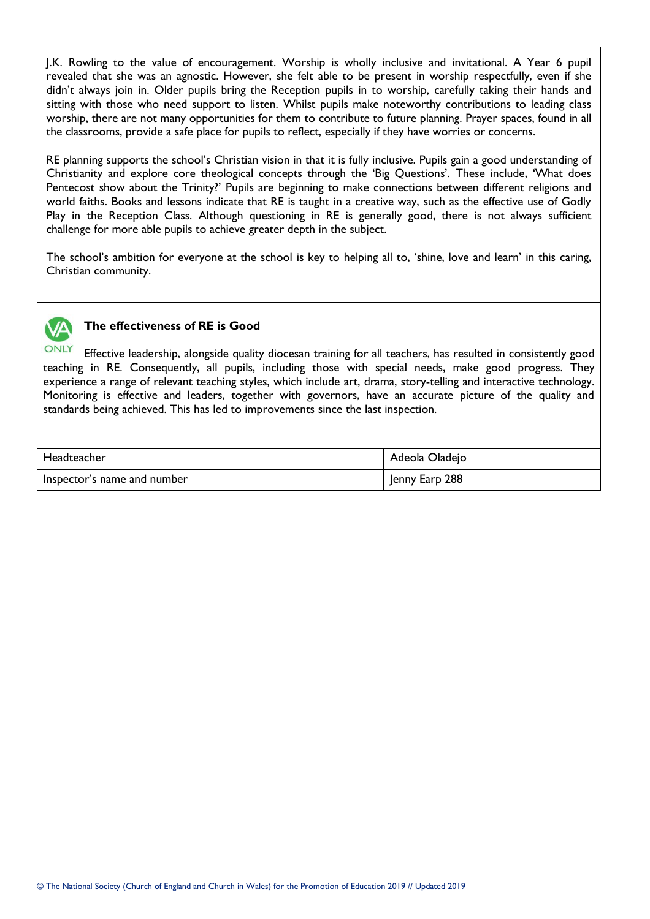J.K. Rowling to the value of encouragement. Worship is wholly inclusive and invitational. A Year 6 pupil revealed that she was an agnostic. However, she felt able to be present in worship respectfully, even if she didn't always join in. Older pupils bring the Reception pupils in to worship, carefully taking their hands and sitting with those who need support to listen. Whilst pupils make noteworthy contributions to leading class worship, there are not many opportunities for them to contribute to future planning. Prayer spaces, found in all the classrooms, provide a safe place for pupils to reflect, especially if they have worries or concerns.

RE planning supports the school's Christian vision in that it is fully inclusive. Pupils gain a good understanding of Christianity and explore core theological concepts through the 'Big Questions'. These include, 'What does Pentecost show about the Trinity?' Pupils are beginning to make connections between different religions and world faiths. Books and lessons indicate that RE is taught in a creative way, such as the effective use of Godly Play in the Reception Class. Although questioning in RE is generally good, there is not always sufficient challenge for more able pupils to achieve greater depth in the subject.

The school's ambition for everyone at the school is key to helping all to, 'shine, love and learn' in this caring, Christian community.

VA ONLY

### The effectiveness of RE is Good

Effective leadership, alongside quality diocesan training for all teachers, has resulted in consistently good teaching in RE. Consequently, all pupils, including those with special needs, make good progress. They experience a range of relevant teaching styles, which include art, drama, story-telling and interactive technology. Monitoring is effective and leaders, together with governors, have an accurate picture of the quality and standards being achieved. This has led to improvements since the last inspection.

| | |
|---|---|
| Headteacher | Adeola Oladejo |
| Inspector's name and number | Jenny Earp 288 |

© The National Society (Church of England and Church in Wales) for the Promotion of Education 2019 // Updated 2019